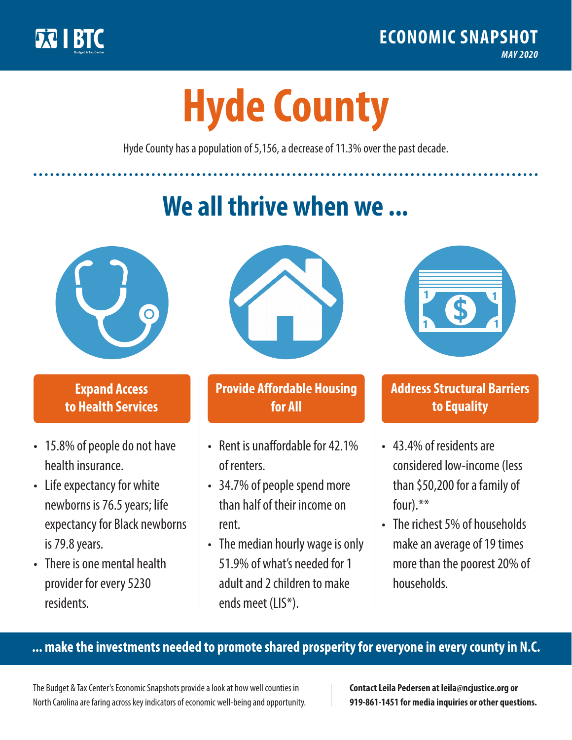BTC

**ECONOMIC SNAPSHOT**

*MAY 2020*

# Hyde County

Hyde County has a population of 5,156, a decrease of 11.3% over the past decade.

## We all thrive when we ...

### Expand Access to Health Services

- 15.8% of people do not have health insurance.
- Life expectancy for white newborns is 76.5 years; life expectancy for Black newborns is 79.8 years.
- There is one mental health provider for every 5230 residents.

### Provide Affordable Housing for All

- Rent is unaffordable for 42.1% of renters.
- 34.7% of people spend more than half of their income on rent.
- The median hourly wage is only 51.9% of what's needed for 1 adult and 2 children to make ends meet (LIS*).

### Address Structural Barriers to Equality

- 43.4% of residents are considered low-income (less than $50,200 for a family of four).**
- The richest 5% of households make an average of 19 times more than the poorest 20% of households.

**... make the investments needed to promote shared prosperity for everyone in every county in N.C.**

The Budget & Tax Center's Economic Snapshots provide a look at how well counties in North Carolina are faring across key indicators of economic well-being and opportunity.

**Contact Leila Pedersen at leila@ncjustice.org or 919-861-1451 for media inquiries or other questions.**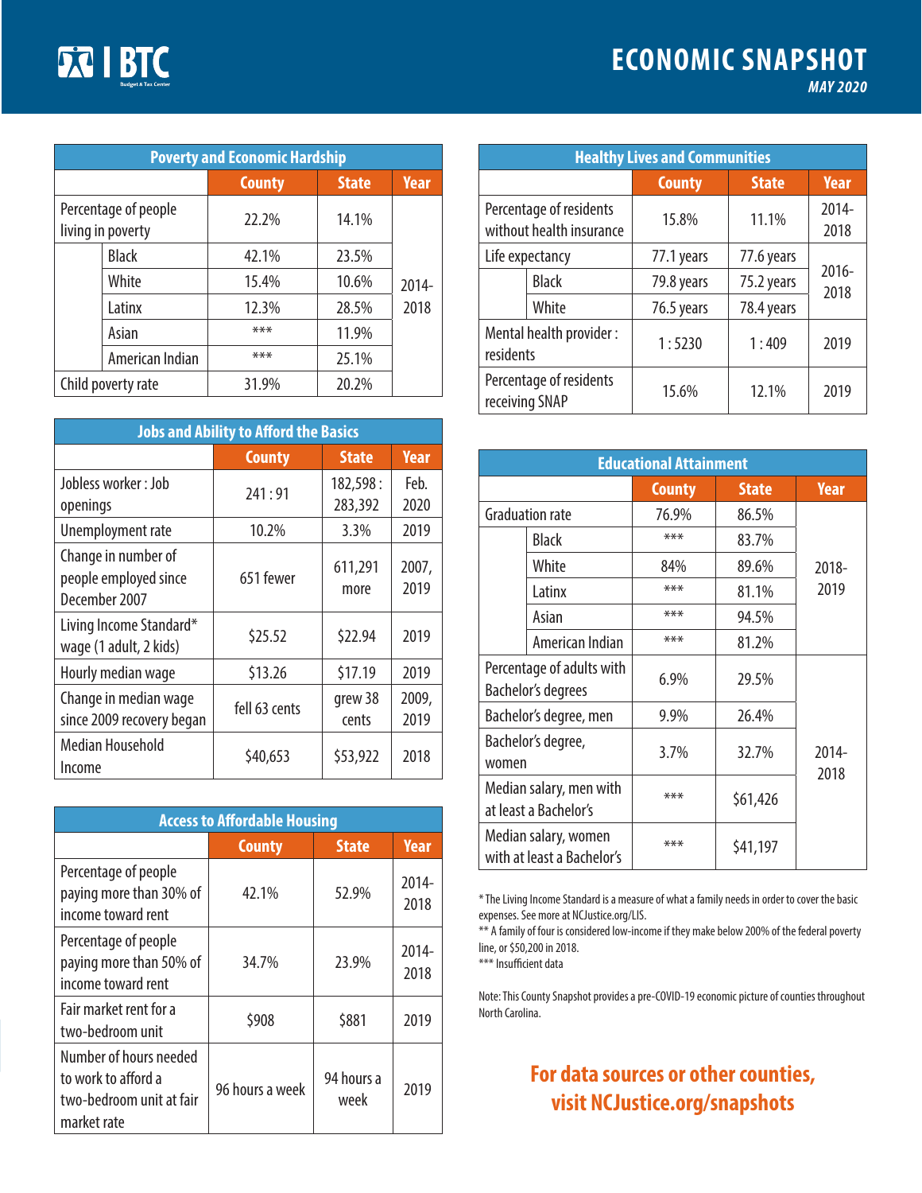# ECONOMIC SNAPSHOT

*MAY 2020*

| Poverty and Economic Hardship | | County | State | Year |
|---|---|---|---|---|
| Percentage of people living in poverty | | 22.2% | 14.1% | 2014-2018 |
| | Black | 42.1% | 23.5% | |
| | White | 15.4% | 10.6% | |
| | Latinx | 12.3% | 28.5% | |
| | Asian | *** | 11.9% | |
| | American Indian | *** | 25.1% | |
| Child poverty rate | | 31.9% | 20.2% | |

| Jobs and Ability to Afford the Basics | County | State | Year |
|---|---|---|---|
| Jobless worker : Job openings | 241 : 91 | 182,598 : 283,392 | Feb. 2020 |
| Unemployment rate | 10.2% | 3.3% | 2019 |
| Change in number of people employed since December 2007 | 651 fewer | 611,291 more | 2007, 2019 |
| Living Income Standard* wage (1 adult, 2 kids) | $25.52 | $22.94 | 2019 |
| Hourly median wage | $13.26 | $17.19 | 2019 |
| Change in median wage since 2009 recovery began | fell 63 cents | grew 38 cents | 2009, 2019 |
| Median Household Income | $40,653 | $53,922 | 2018 |

| Access to Affordable Housing | County | State | Year |
|---|---|---|---|
| Percentage of people paying more than 30% of income toward rent | 42.1% | 52.9% | 2014-2018 |
| Percentage of people paying more than 50% of income toward rent | 34.7% | 23.9% | 2014-2018 |
| Fair market rent for a two-bedroom unit | $908 | $881 | 2019 |
| Number of hours needed to work to afford a two-bedroom unit at fair market rate | 96 hours a week | 94 hours a week | 2019 |

| Healthy Lives and Communities | | County | State | Year |
|---|---|---|---|---|
| Percentage of residents without health insurance | | 15.8% | 11.1% | 2014-2018 |
| Life expectancy | | 77.1 years | 77.6 years | 2016-2018 |
| | Black | 79.8 years | 75.2 years | |
| | White | 76.5 years | 78.4 years | |
| Mental health provider : residents | | 1 : 5230 | 1 : 409 | 2019 |
| Percentage of residents receiving SNAP | | 15.6% | 12.1% | 2019 |

| Educational Attainment | | County | State | Year |
|---|---|---|---|---|
| Graduation rate | | 76.9% | 86.5% | 2018-2019 |
| | Black | *** | 83.7% | |
| | White | 84% | 89.6% | |
| | Latinx | *** | 81.1% | |
| | Asian | *** | 94.5% | |
| | American Indian | *** | 81.2% | |
| Percentage of adults with Bachelor's degrees | | 6.9% | 29.5% | 2014-2018 |
| Bachelor's degree, men | | 9.9% | 26.4% | |
| Bachelor's degree, women | | 3.7% | 32.7% | |
| Median salary, men with at least a Bachelor's | | *** | $61,426 | |
| Median salary, women with at least a Bachelor's | | *** | $41,197 | |

* The Living Income Standard is a measure of what a family needs in order to cover the basic expenses. See more at NCJustice.org/LIS.

** A family of four is considered low-income if they make below 200% of the federal poverty line, or $50,200 in 2018.

*** Insufficient data

Note: This County Snapshot provides a pre-COVID-19 economic picture of counties throughout North Carolina.

**For data sources or other counties, visit NCJustice.org/snapshots**